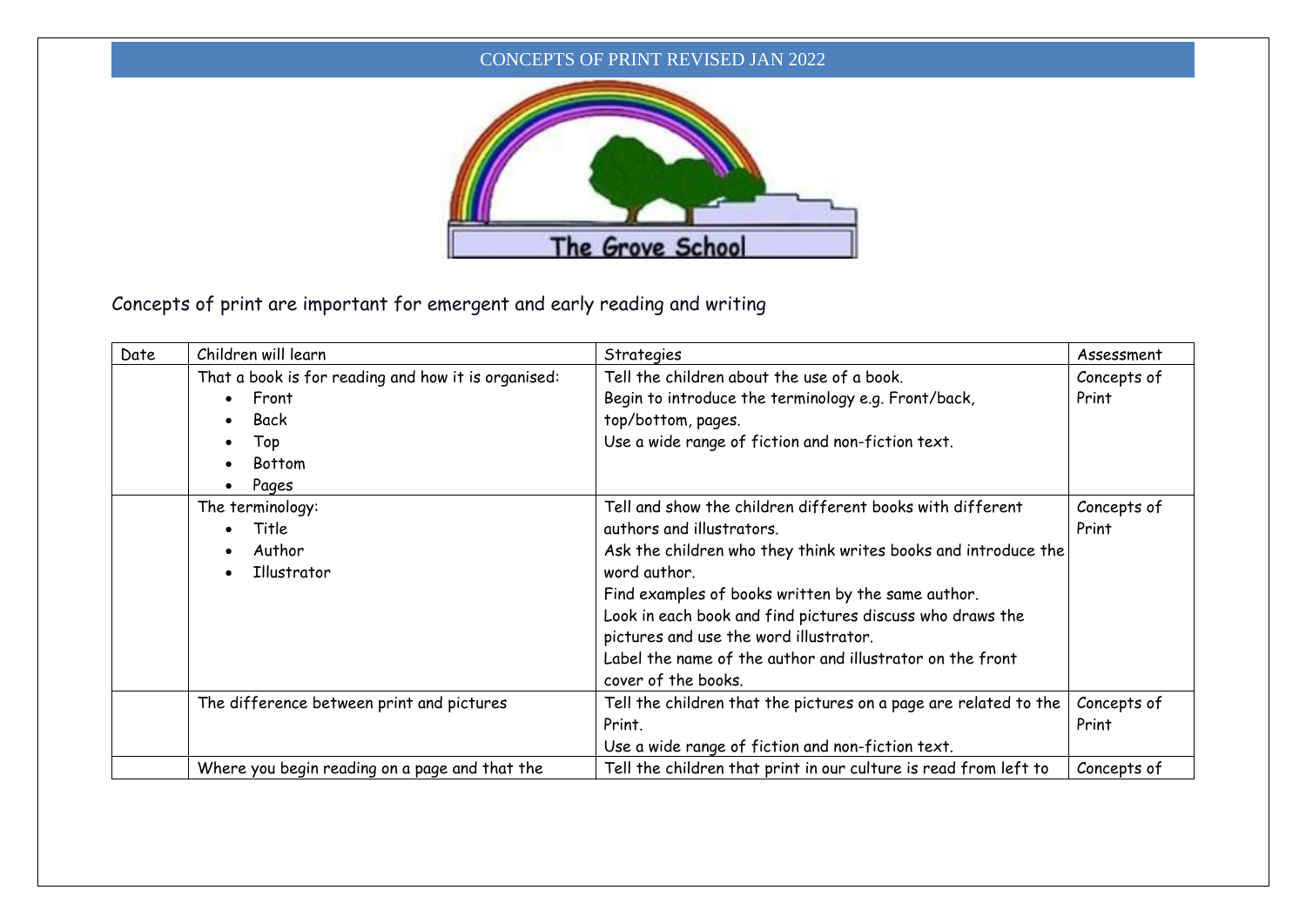# CONCEPTS OF PRINT REVISED JAN 2022

The Grove School

Concepts of print are important for emergent and early reading and writing

| Date | Children will learn | Strategies | Assessment |
| --- | --- | --- | --- |
| | That a book is for reading and how it is organised:<br>• Front<br>• Back<br>• Top<br>• Bottom<br>• Pages | Tell the children about the use of a book.<br>Begin to introduce the terminology e.g. Front/back, top/bottom, pages.<br>Use a wide range of fiction and non-fiction text. | Concepts of Print |
| | The terminology:<br>• Title<br>• Author<br>• Illustrator | Tell and show the children different books with different authors and illustrators.<br>Ask the children who they think writes books and introduce the word author.<br>Find examples of books written by the same author.<br>Look in each book and find pictures discuss who draws the pictures and use the word illustrator.<br>Label the name of the author and illustrator on the front cover of the books. | Concepts of Print |
| | The difference between print and pictures | Tell the children that the pictures on a page are related to the Print.<br>Use a wide range of fiction and non-fiction text. | Concepts of Print |
| | Where you begin reading on a page and that the | Tell the children that print in our culture is read from left to | Concepts of |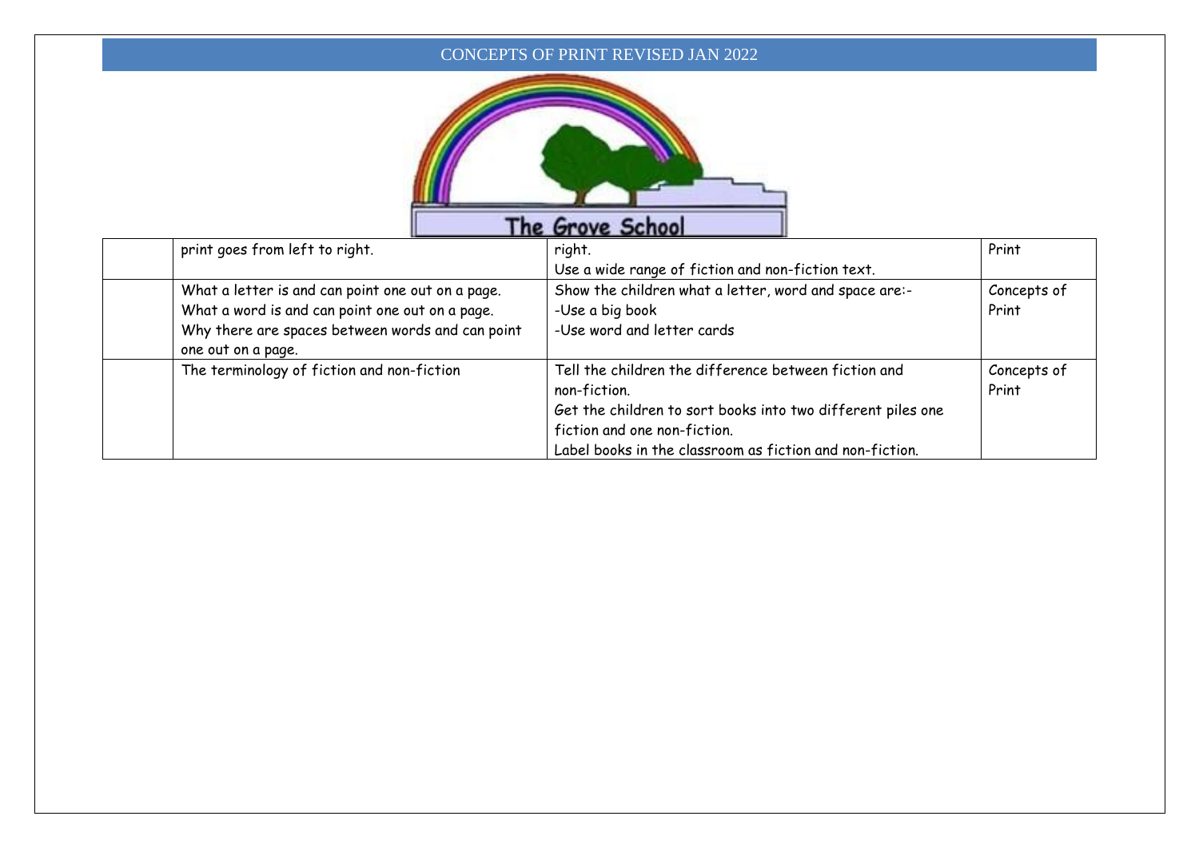| | | | |
|---|---|---|---|
| | print goes from left to right. | right.<br>Use a wide range of fiction and non-fiction text. | Print |
| | What a letter is and can point one out on a page.<br>What a word is and can point one out on a page.<br>Why there are spaces between words and can point one out on a page. | Show the children what a letter, word and space are:-<br>-Use a big book<br>-Use word and letter cards | Concepts of Print |
| | The terminology of fiction and non-fiction | Tell the children the difference between fiction and non-fiction.<br>Get the children to sort books into two different piles one fiction and one non-fiction.<br>Label books in the classroom as fiction and non-fiction. | Concepts of Print |